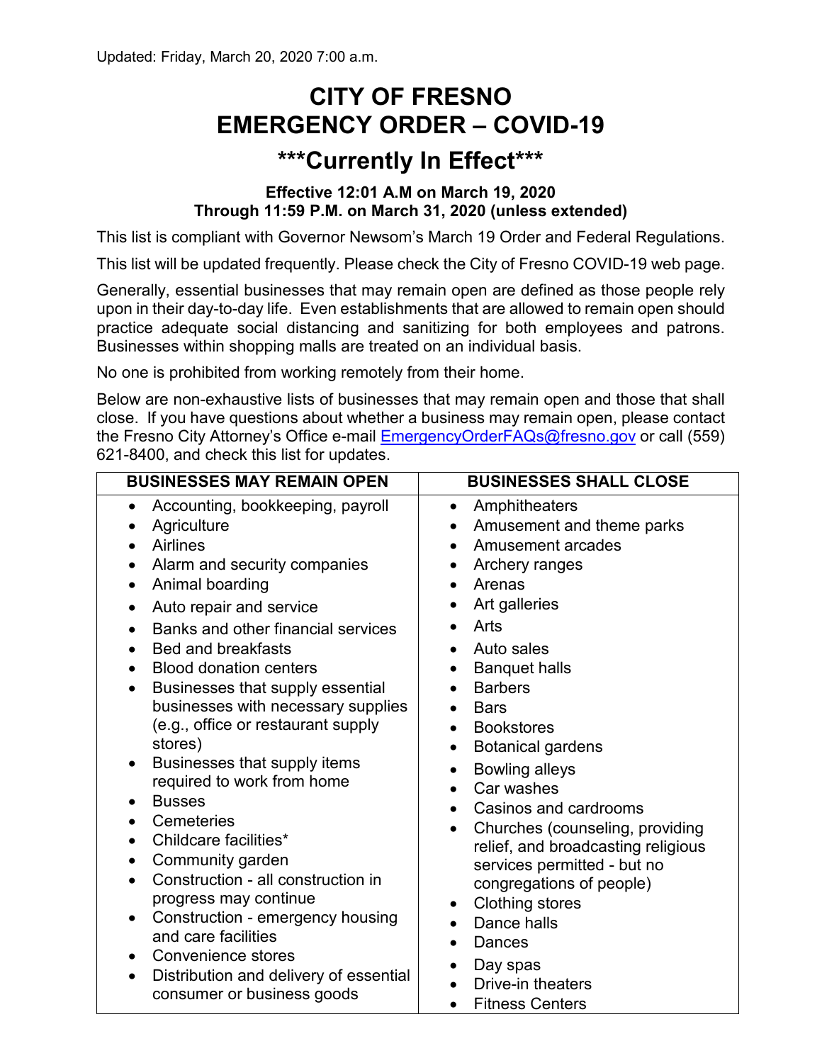Updated: Friday, March 20, 2020 7:00 a.m.

# CITY OF FRESNO
# EMERGENCY ORDER – COVID-19

## ***Currently In Effect***

**Effective 12:01 A.M on March 19, 2020**
**Through 11:59 P.M. on March 31, 2020 (unless extended)**

This list is compliant with Governor Newsom's March 19 Order and Federal Regulations.

This list will be updated frequently. Please check the City of Fresno COVID-19 web page.

Generally, essential businesses that may remain open are defined as those people rely upon in their day-to-day life. Even establishments that are allowed to remain open should practice adequate social distancing and sanitizing for both employees and patrons. Businesses within shopping malls are treated on an individual basis.

No one is prohibited from working remotely from their home.

Below are non-exhaustive lists of businesses that may remain open and those that shall close. If you have questions about whether a business may remain open, please contact the Fresno City Attorney's Office e-mail EmergencyOrderFAQs@fresno.gov or call (559) 621-8400, and check this list for updates.

| BUSINESSES MAY REMAIN OPEN | BUSINESSES SHALL CLOSE |
|---|---|
| • Accounting, bookkeeping, payroll<br>• Agriculture<br>• Airlines<br>• Alarm and security companies<br>• Animal boarding<br>• Auto repair and service<br>• Banks and other financial services<br>• Bed and breakfasts<br>• Blood donation centers<br>• Businesses that supply essential businesses with necessary supplies (e.g., office or restaurant supply stores)<br>• Businesses that supply items required to work from home<br>• Busses<br>• Cemeteries<br>• Childcare facilities*<br>• Community garden<br>• Construction - all construction in progress may continue<br>• Construction - emergency housing and care facilities<br>• Convenience stores<br>• Distribution and delivery of essential consumer or business goods | • Amphitheaters<br>• Amusement and theme parks<br>• Amusement arcades<br>• Archery ranges<br>• Arenas<br>• Art galleries<br>• Arts<br>• Auto sales<br>• Banquet halls<br>• Barbers<br>• Bars<br>• Bookstores<br>• Botanical gardens<br>• Bowling alleys<br>• Car washes<br>• Casinos and cardrooms<br>• Churches (counseling, providing relief, and broadcasting religious services permitted - but no congregations of people)<br>• Clothing stores<br>• Dance halls<br>• Dances<br>• Day spas<br>• Drive-in theaters<br>• Fitness Centers |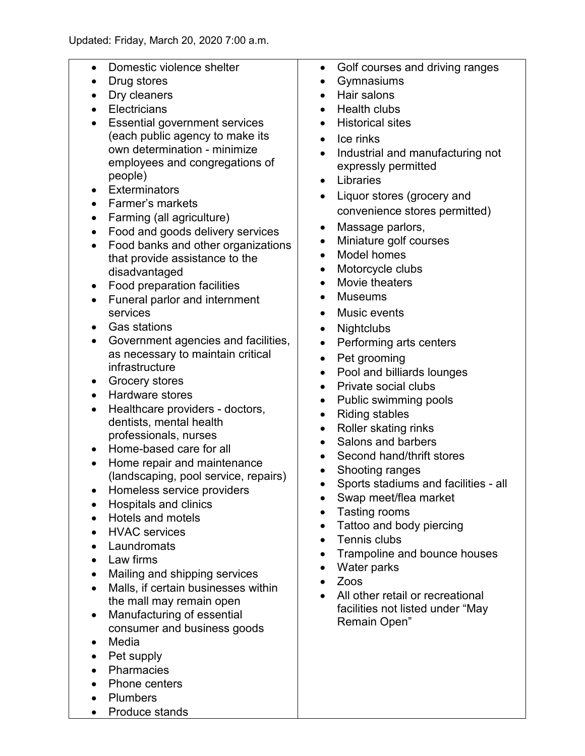Updated: Friday, March 20, 2020 7:00 a.m.

| | |
|---|---|
| • Domestic violence shelter<br>• Drug stores<br>• Dry cleaners<br>• Electricians<br>• Essential government services (each public agency to make its own determination - minimize employees and congregations of people)<br>• Exterminators<br>• Farmer's markets<br>• Farming (all agriculture)<br>• Food and goods delivery services<br>• Food banks and other organizations that provide assistance to the disadvantaged<br>• Food preparation facilities<br>• Funeral parlor and internment services<br>• Gas stations<br>• Government agencies and facilities, as necessary to maintain critical infrastructure<br>• Grocery stores<br>• Hardware stores<br>• Healthcare providers - doctors, dentists, mental health professionals, nurses<br>• Home-based care for all<br>• Home repair and maintenance (landscaping, pool service, repairs)<br>• Homeless service providers<br>• Hospitals and clinics<br>• Hotels and motels<br>• HVAC services<br>• Laundromats<br>• Law firms<br>• Mailing and shipping services<br>• Malls, if certain businesses within the mall may remain open<br>• Manufacturing of essential consumer and business goods<br>• Media<br>• Pet supply<br>• Pharmacies<br>• Phone centers<br>• Plumbers<br>• Produce stands | • Golf courses and driving ranges<br>• Gymnasiums<br>• Hair salons<br>• Health clubs<br>• Historical sites<br>• Ice rinks<br>• Industrial and manufacturing not expressly permitted<br>• Libraries<br>• Liquor stores (grocery and convenience stores permitted)<br>• Massage parlors,<br>• Miniature golf courses<br>• Model homes<br>• Motorcycle clubs<br>• Movie theaters<br>• Museums<br>• Music events<br>• Nightclubs<br>• Performing arts centers<br>• Pet grooming<br>• Pool and billiards lounges<br>• Private social clubs<br>• Public swimming pools<br>• Riding stables<br>• Roller skating rinks<br>• Salons and barbers<br>• Second hand/thrift stores<br>• Shooting ranges<br>• Sports stadiums and facilities - all<br>• Swap meet/flea market<br>• Tasting rooms<br>• Tattoo and body piercing<br>• Tennis clubs<br>• Trampoline and bounce houses<br>• Water parks<br>• Zoos<br>• All other retail or recreational facilities not listed under "May Remain Open" |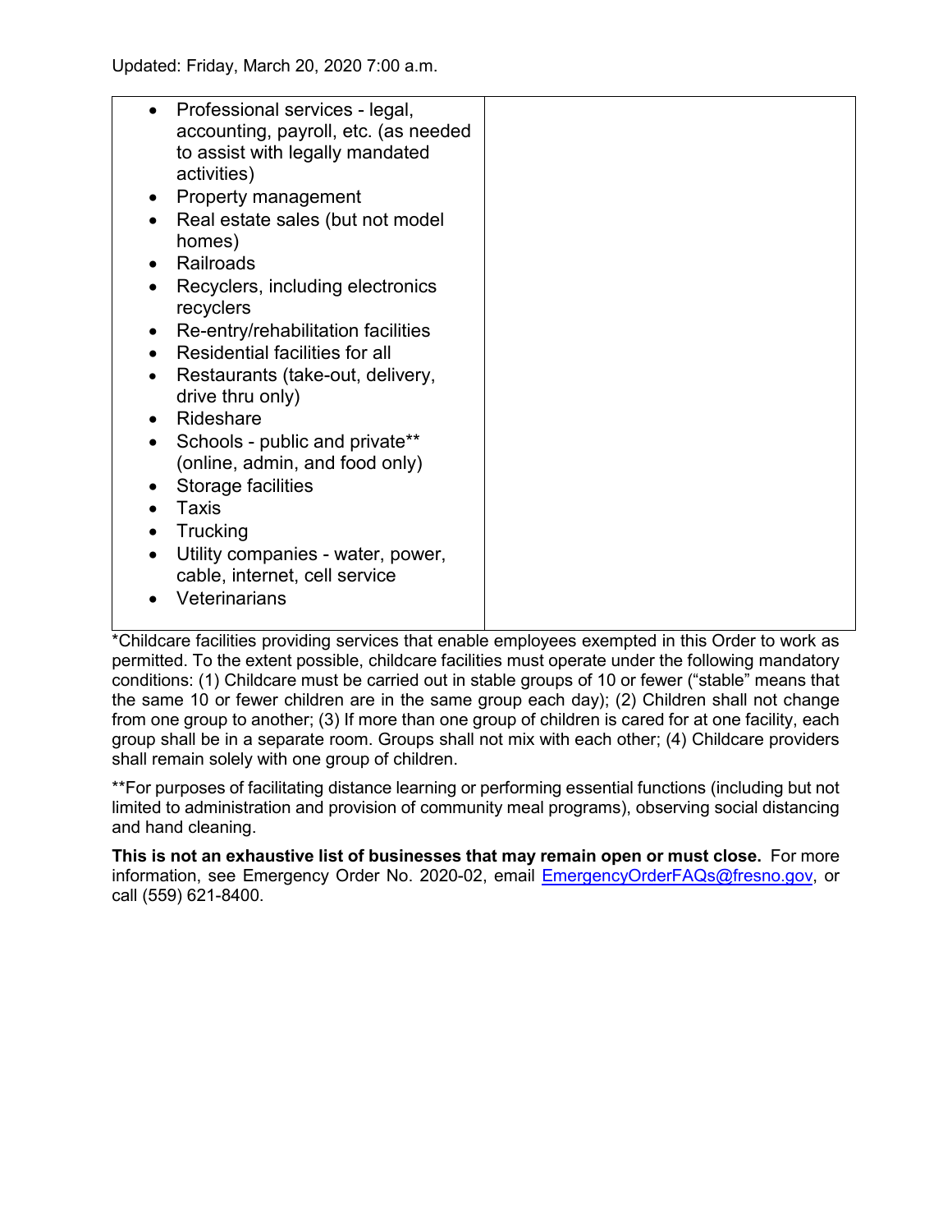Updated: Friday, March 20, 2020 7:00 a.m.

| | |
|---|---|
| • Professional services - legal, accounting, payroll, etc. (as needed to assist with legally mandated activities)<br>• Property management<br>• Real estate sales (but not model homes)<br>• Railroads<br>• Recyclers, including electronics recyclers<br>• Re-entry/rehabilitation facilities<br>• Residential facilities for all<br>• Restaurants (take-out, delivery, drive thru only)<br>• Rideshare<br>• Schools - public and private** (online, admin, and food only)<br>• Storage facilities<br>• Taxis<br>• Trucking<br>• Utility companies - water, power, cable, internet, cell service<br>• Veterinarians | |

*Childcare facilities providing services that enable employees exempted in this Order to work as permitted. To the extent possible, childcare facilities must operate under the following mandatory conditions: (1) Childcare must be carried out in stable groups of 10 or fewer ("stable" means that the same 10 or fewer children are in the same group each day); (2) Children shall not change from one group to another; (3) If more than one group of children is cared for at one facility, each group shall be in a separate room. Groups shall not mix with each other; (4) Childcare providers shall remain solely with one group of children.

**For purposes of facilitating distance learning or performing essential functions (including but not limited to administration and provision of community meal programs), observing social distancing and hand cleaning.

**This is not an exhaustive list of businesses that may remain open or must close.** For more information, see Emergency Order No. 2020-02, email EmergencyOrderFAQs@fresno.gov, or call (559) 621-8400.